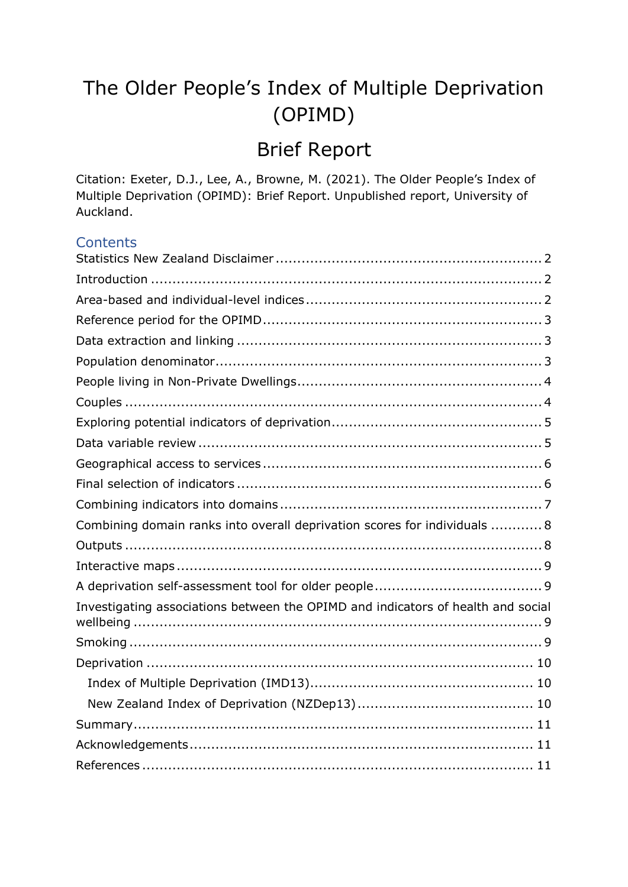# The Older People's Index of Multiple Deprivation (OPIMD)

## Brief Report

Citation: Exeter, D.J., Lee, A., Browne, M. (2021). The Older People's Index of Multiple Deprivation (OPIMD): Brief Report. Unpublished report, University of Auckland.

### Contents

- Statistics New Zealand Disclaimer ..... 2
- Introduction ..... 2
- Area-based and individual-level indices ..... 2
- Reference period for the OPIMD ..... 3
- Data extraction and linking ..... 3
- Population denominator ..... 3
- People living in Non-Private Dwellings ..... 4
- Couples ..... 4
- Exploring potential indicators of deprivation ..... 5
- Data variable review ..... 5
- Geographical access to services ..... 6
- Final selection of indicators ..... 6
- Combining indicators into domains ..... 7
- Combining domain ranks into overall deprivation scores for individuals ..... 8
- Outputs ..... 8
- Interactive maps ..... 9
- A deprivation self-assessment tool for older people ..... 9
- Investigating associations between the OPIMD and indicators of health and social wellbeing ..... 9
- Smoking ..... 9
- Deprivation ..... 10
  - Index of Multiple Deprivation (IMD13) ..... 10
  - New Zealand Index of Deprivation (NZDep13) ..... 10
- Summary ..... 11
- Acknowledgements ..... 11
- References ..... 11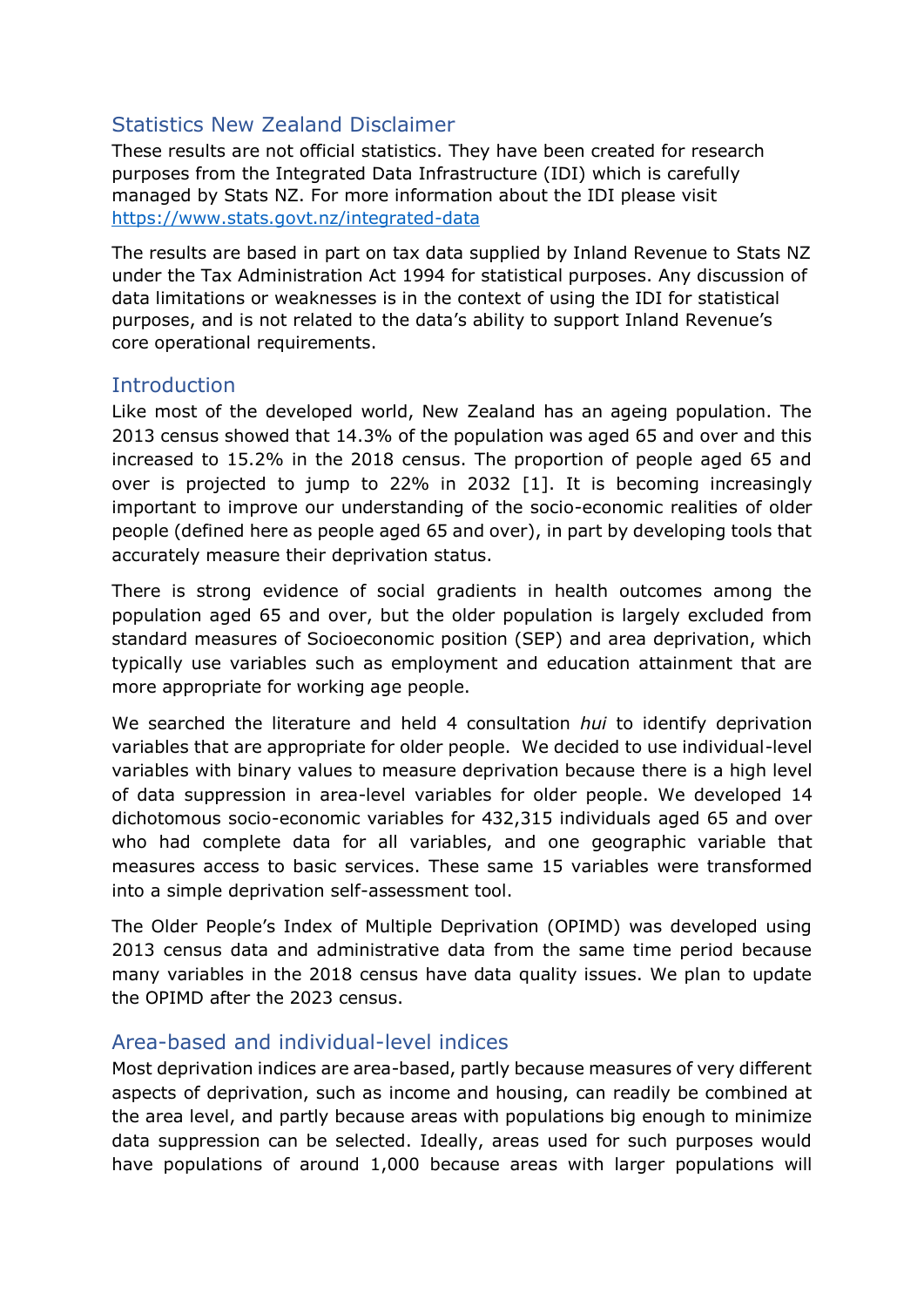## Statistics New Zealand Disclaimer

These results are not official statistics. They have been created for research purposes from the Integrated Data Infrastructure (IDI) which is carefully managed by Stats NZ. For more information about the IDI please visit https://www.stats.govt.nz/integrated-data

The results are based in part on tax data supplied by Inland Revenue to Stats NZ under the Tax Administration Act 1994 for statistical purposes. Any discussion of data limitations or weaknesses is in the context of using the IDI for statistical purposes, and is not related to the data's ability to support Inland Revenue's core operational requirements.

## Introduction

Like most of the developed world, New Zealand has an ageing population. The 2013 census showed that 14.3% of the population was aged 65 and over and this increased to 15.2% in the 2018 census. The proportion of people aged 65 and over is projected to jump to 22% in 2032 [1]. It is becoming increasingly important to improve our understanding of the socio-economic realities of older people (defined here as people aged 65 and over), in part by developing tools that accurately measure their deprivation status.

There is strong evidence of social gradients in health outcomes among the population aged 65 and over, but the older population is largely excluded from standard measures of Socioeconomic position (SEP) and area deprivation, which typically use variables such as employment and education attainment that are more appropriate for working age people.

We searched the literature and held 4 consultation *hui* to identify deprivation variables that are appropriate for older people. We decided to use individual-level variables with binary values to measure deprivation because there is a high level of data suppression in area-level variables for older people. We developed 14 dichotomous socio-economic variables for 432,315 individuals aged 65 and over who had complete data for all variables, and one geographic variable that measures access to basic services. These same 15 variables were transformed into a simple deprivation self-assessment tool.

The Older People's Index of Multiple Deprivation (OPIMD) was developed using 2013 census data and administrative data from the same time period because many variables in the 2018 census have data quality issues. We plan to update the OPIMD after the 2023 census.

## Area-based and individual-level indices

Most deprivation indices are area-based, partly because measures of very different aspects of deprivation, such as income and housing, can readily be combined at the area level, and partly because areas with populations big enough to minimize data suppression can be selected. Ideally, areas used for such purposes would have populations of around 1,000 because areas with larger populations will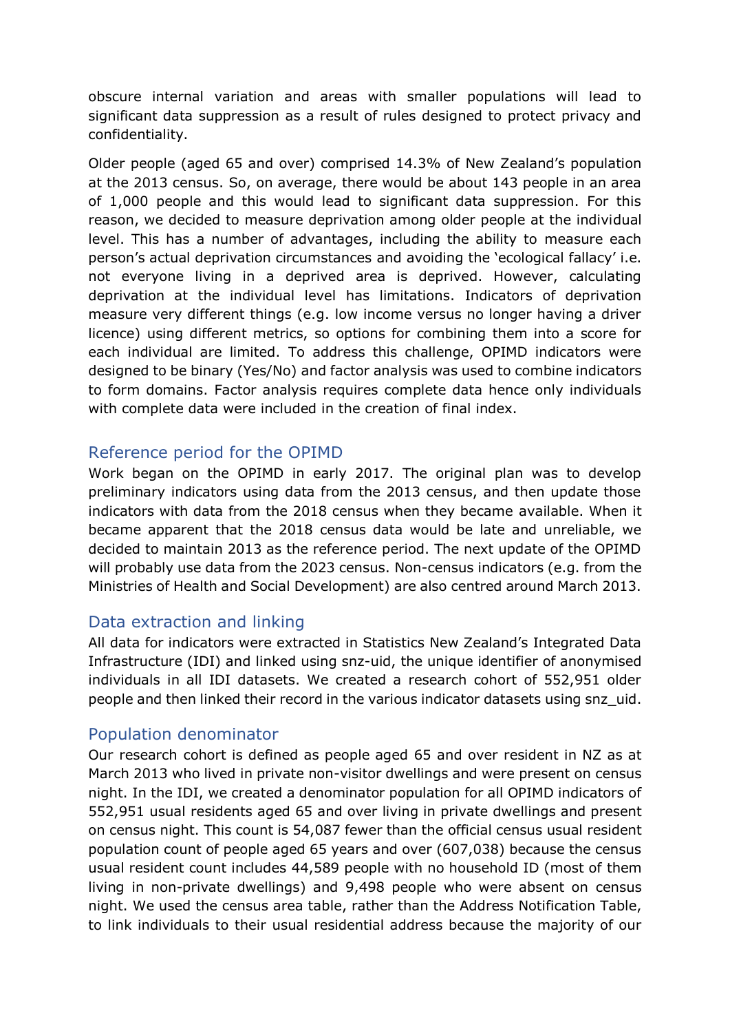obscure internal variation and areas with smaller populations will lead to significant data suppression as a result of rules designed to protect privacy and confidentiality.

Older people (aged 65 and over) comprised 14.3% of New Zealand's population at the 2013 census. So, on average, there would be about 143 people in an area of 1,000 people and this would lead to significant data suppression. For this reason, we decided to measure deprivation among older people at the individual level. This has a number of advantages, including the ability to measure each person's actual deprivation circumstances and avoiding the 'ecological fallacy' i.e. not everyone living in a deprived area is deprived. However, calculating deprivation at the individual level has limitations. Indicators of deprivation measure very different things (e.g. low income versus no longer having a driver licence) using different metrics, so options for combining them into a score for each individual are limited. To address this challenge, OPIMD indicators were designed to be binary (Yes/No) and factor analysis was used to combine indicators to form domains. Factor analysis requires complete data hence only individuals with complete data were included in the creation of final index.

## Reference period for the OPIMD

Work began on the OPIMD in early 2017. The original plan was to develop preliminary indicators using data from the 2013 census, and then update those indicators with data from the 2018 census when they became available. When it became apparent that the 2018 census data would be late and unreliable, we decided to maintain 2013 as the reference period. The next update of the OPIMD will probably use data from the 2023 census. Non-census indicators (e.g. from the Ministries of Health and Social Development) are also centred around March 2013.

## Data extraction and linking

All data for indicators were extracted in Statistics New Zealand's Integrated Data Infrastructure (IDI) and linked using snz-uid, the unique identifier of anonymised individuals in all IDI datasets. We created a research cohort of 552,951 older people and then linked their record in the various indicator datasets using snz_uid.

## Population denominator

Our research cohort is defined as people aged 65 and over resident in NZ as at March 2013 who lived in private non-visitor dwellings and were present on census night. In the IDI, we created a denominator population for all OPIMD indicators of 552,951 usual residents aged 65 and over living in private dwellings and present on census night. This count is 54,087 fewer than the official census usual resident population count of people aged 65 years and over (607,038) because the census usual resident count includes 44,589 people with no household ID (most of them living in non-private dwellings) and 9,498 people who were absent on census night. We used the census area table, rather than the Address Notification Table, to link individuals to their usual residential address because the majority of our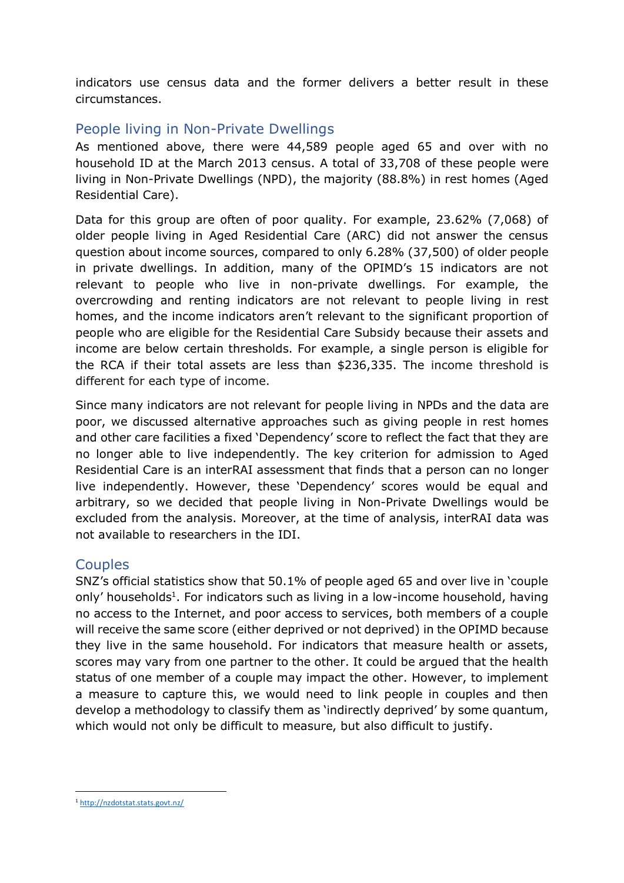indicators use census data and the former delivers a better result in these circumstances.

## People living in Non-Private Dwellings

As mentioned above, there were 44,589 people aged 65 and over with no household ID at the March 2013 census. A total of 33,708 of these people were living in Non-Private Dwellings (NPD), the majority (88.8%) in rest homes (Aged Residential Care).

Data for this group are often of poor quality. For example, 23.62% (7,068) of older people living in Aged Residential Care (ARC) did not answer the census question about income sources, compared to only 6.28% (37,500) of older people in private dwellings. In addition, many of the OPIMD's 15 indicators are not relevant to people who live in non-private dwellings. For example, the overcrowding and renting indicators are not relevant to people living in rest homes, and the income indicators aren't relevant to the significant proportion of people who are eligible for the Residential Care Subsidy because their assets and income are below certain thresholds. For example, a single person is eligible for the RCA if their total assets are less than $236,335. The income threshold is different for each type of income.

Since many indicators are not relevant for people living in NPDs and the data are poor, we discussed alternative approaches such as giving people in rest homes and other care facilities a fixed 'Dependency' score to reflect the fact that they are no longer able to live independently. The key criterion for admission to Aged Residential Care is an interRAI assessment that finds that a person can no longer live independently. However, these 'Dependency' scores would be equal and arbitrary, so we decided that people living in Non-Private Dwellings would be excluded from the analysis. Moreover, at the time of analysis, interRAI data was not available to researchers in the IDI.

## Couples

SNZ's official statistics show that 50.1% of people aged 65 and over live in 'couple only' households[1]. For indicators such as living in a low-income household, having no access to the Internet, and poor access to services, both members of a couple will receive the same score (either deprived or not deprived) in the OPIMD because they live in the same household. For indicators that measure health or assets, scores may vary from one partner to the other. It could be argued that the health status of one member of a couple may impact the other. However, to implement a measure to capture this, we would need to link people in couples and then develop a methodology to classify them as 'indirectly deprived' by some quantum, which would not only be difficult to measure, but also difficult to justify.

[1] http://nzdotstat.stats.govt.nz/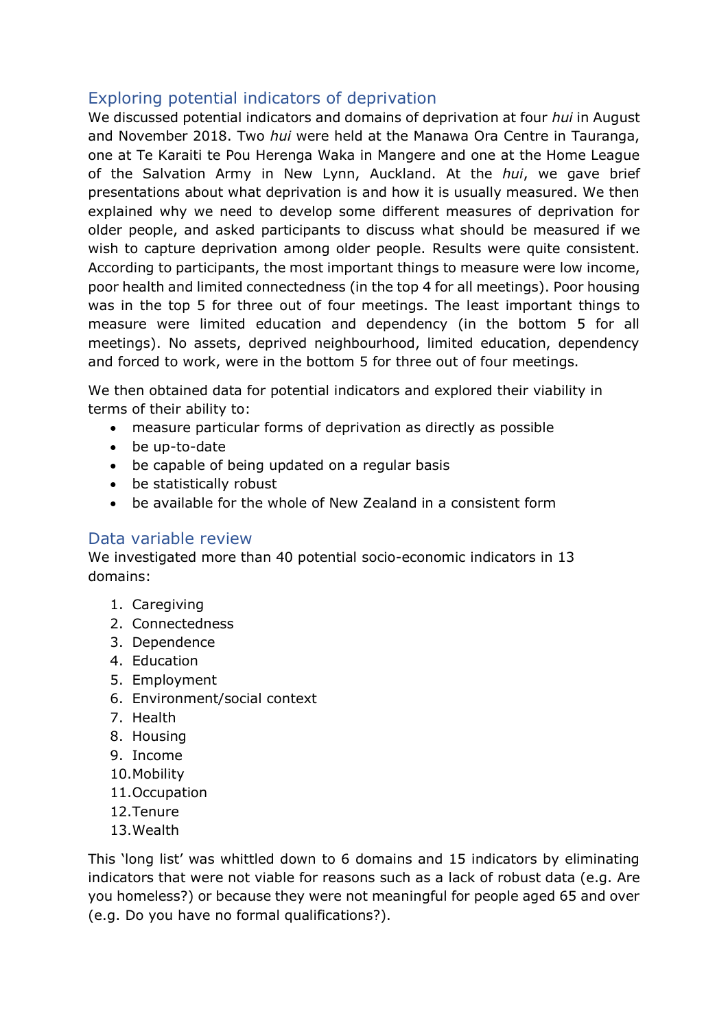## Exploring potential indicators of deprivation

We discussed potential indicators and domains of deprivation at four *hui* in August and November 2018. Two *hui* were held at the Manawa Ora Centre in Tauranga, one at Te Karaiti te Pou Herenga Waka in Mangere and one at the Home League of the Salvation Army in New Lynn, Auckland. At the *hui*, we gave brief presentations about what deprivation is and how it is usually measured. We then explained why we need to develop some different measures of deprivation for older people, and asked participants to discuss what should be measured if we wish to capture deprivation among older people. Results were quite consistent. According to participants, the most important things to measure were low income, poor health and limited connectedness (in the top 4 for all meetings). Poor housing was in the top 5 for three out of four meetings. The least important things to measure were limited education and dependency (in the bottom 5 for all meetings). No assets, deprived neighbourhood, limited education, dependency and forced to work, were in the bottom 5 for three out of four meetings.

We then obtained data for potential indicators and explored their viability in terms of their ability to:

- measure particular forms of deprivation as directly as possible
- be up-to-date
- be capable of being updated on a regular basis
- be statistically robust
- be available for the whole of New Zealand in a consistent form

## Data variable review

We investigated more than 40 potential socio-economic indicators in 13 domains:

1. Caregiving
2. Connectedness
3. Dependence
4. Education
5. Employment
6. Environment/social context
7. Health
8. Housing
9. Income
10. Mobility
11. Occupation
12. Tenure
13. Wealth

This 'long list' was whittled down to 6 domains and 15 indicators by eliminating indicators that were not viable for reasons such as a lack of robust data (e.g. Are you homeless?) or because they were not meaningful for people aged 65 and over (e.g. Do you have no formal qualifications?).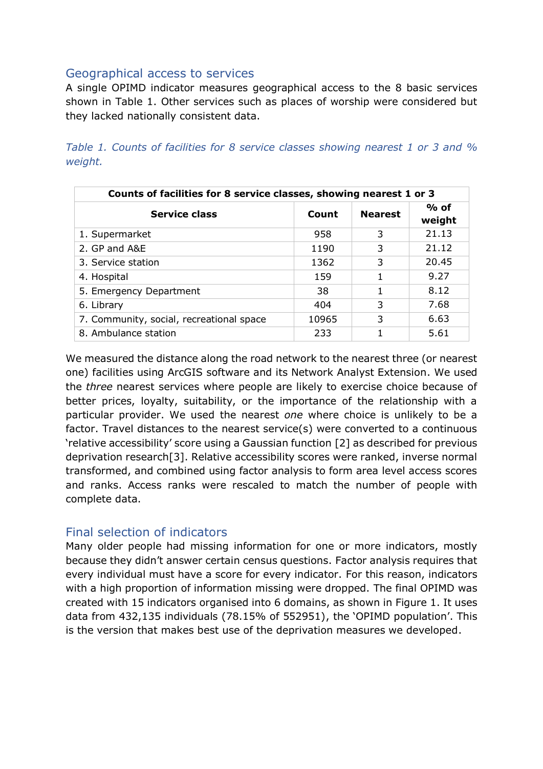## Geographical access to services

A single OPIMD indicator measures geographical access to the 8 basic services shown in Table 1. Other services such as places of worship were considered but they lacked nationally consistent data.

*Table 1. Counts of facilities for 8 service classes showing nearest 1 or 3 and % weight.*

| Counts of facilities for 8 service classes, showing nearest 1 or 3 | | | |
|---|---|---|---|
| **Service class** | **Count** | **Nearest** | **% of weight** |
| 1. Supermarket | 958 | 3 | 21.13 |
| 2. GP and A&E | 1190 | 3 | 21.12 |
| 3. Service station | 1362 | 3 | 20.45 |
| 4. Hospital | 159 | 1 | 9.27 |
| 5. Emergency Department | 38 | 1 | 8.12 |
| 6. Library | 404 | 3 | 7.68 |
| 7. Community, social, recreational space | 10965 | 3 | 6.63 |
| 8. Ambulance station | 233 | 1 | 5.61 |

We measured the distance along the road network to the nearest three (or nearest one) facilities using ArcGIS software and its Network Analyst Extension. We used the *three* nearest services where people are likely to exercise choice because of better prices, loyalty, suitability, or the importance of the relationship with a particular provider. We used the nearest *one* where choice is unlikely to be a factor. Travel distances to the nearest service(s) were converted to a continuous 'relative accessibility' score using a Gaussian function [2] as described for previous deprivation research[3]. Relative accessibility scores were ranked, inverse normal transformed, and combined using factor analysis to form area level access scores and ranks. Access ranks were rescaled to match the number of people with complete data.

## Final selection of indicators

Many older people had missing information for one or more indicators, mostly because they didn't answer certain census questions. Factor analysis requires that every individual must have a score for every indicator. For this reason, indicators with a high proportion of information missing were dropped. The final OPIMD was created with 15 indicators organised into 6 domains, as shown in Figure 1. It uses data from 432,135 individuals (78.15% of 552951), the 'OPIMD population'. This is the version that makes best use of the deprivation measures we developed.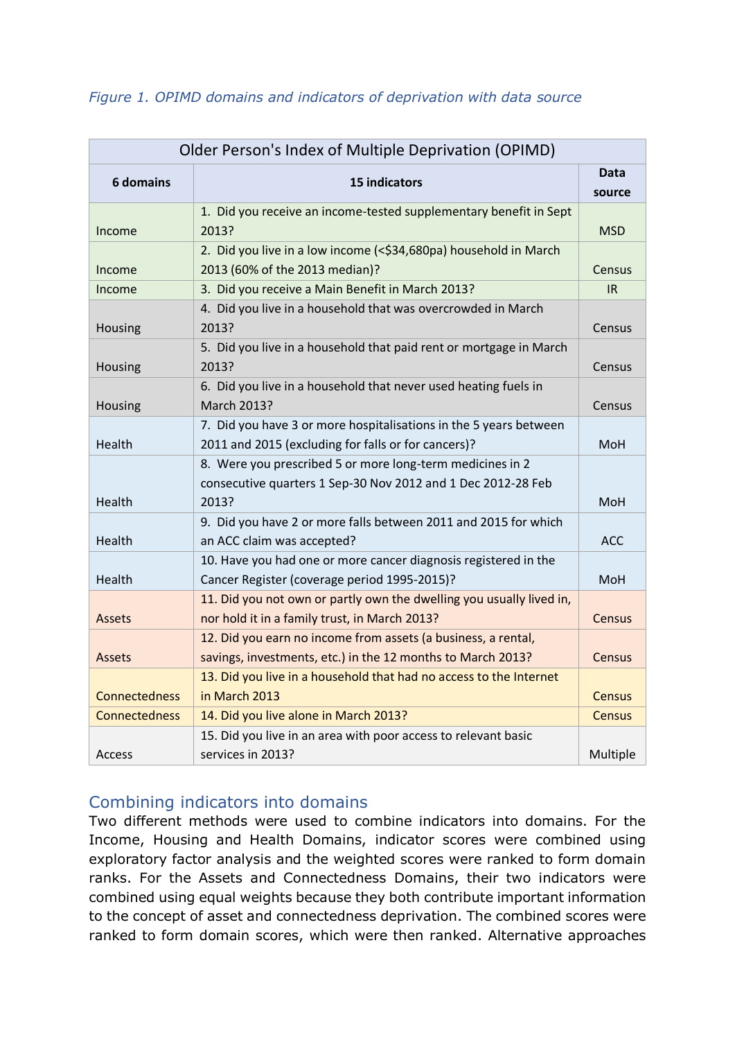*Figure 1. OPIMD domains and indicators of deprivation with data source*

| Older Person's Index of Multiple Deprivation (OPIMD) | | |
|---|---|---|
| **6 domains** | **15 indicators** | **Data source** |
| Income | 1. Did you receive an income-tested supplementary benefit in Sept 2013? | MSD |
| Income | 2. Did you live in a low income (<$34,680pa) household in March 2013 (60% of the 2013 median)? | Census |
| Income | 3. Did you receive a Main Benefit in March 2013? | IR |
| Housing | 4. Did you live in a household that was overcrowded in March 2013? | Census |
| Housing | 5. Did you live in a household that paid rent or mortgage in March 2013? | Census |
| Housing | 6. Did you live in a household that never used heating fuels in March 2013? | Census |
| Health | 7. Did you have 3 or more hospitalisations in the 5 years between 2011 and 2015 (excluding for falls or for cancers)? | MoH |
| Health | 8. Were you prescribed 5 or more long-term medicines in 2 consecutive quarters 1 Sep-30 Nov 2012 and 1 Dec 2012-28 Feb 2013? | MoH |
| Health | 9. Did you have 2 or more falls between 2011 and 2015 for which an ACC claim was accepted? | ACC |
| Health | 10. Have you had one or more cancer diagnosis registered in the Cancer Register (coverage period 1995-2015)? | MoH |
| Assets | 11. Did you not own or partly own the dwelling you usually lived in, nor hold it in a family trust, in March 2013? | Census |
| Assets | 12. Did you earn no income from assets (a business, a rental, savings, investments, etc.) in the 12 months to March 2013? | Census |
| Connectedness | 13. Did you live in a household that had no access to the Internet in March 2013 | Census |
| Connectedness | 14. Did you live alone in March 2013? | Census |
| Access | 15. Did you live in an area with poor access to relevant basic services in 2013? | Multiple |

## Combining indicators into domains

Two different methods were used to combine indicators into domains. For the Income, Housing and Health Domains, indicator scores were combined using exploratory factor analysis and the weighted scores were ranked to form domain ranks. For the Assets and Connectedness Domains, their two indicators were combined using equal weights because they both contribute important information to the concept of asset and connectedness deprivation. The combined scores were ranked to form domain scores, which were then ranked. Alternative approaches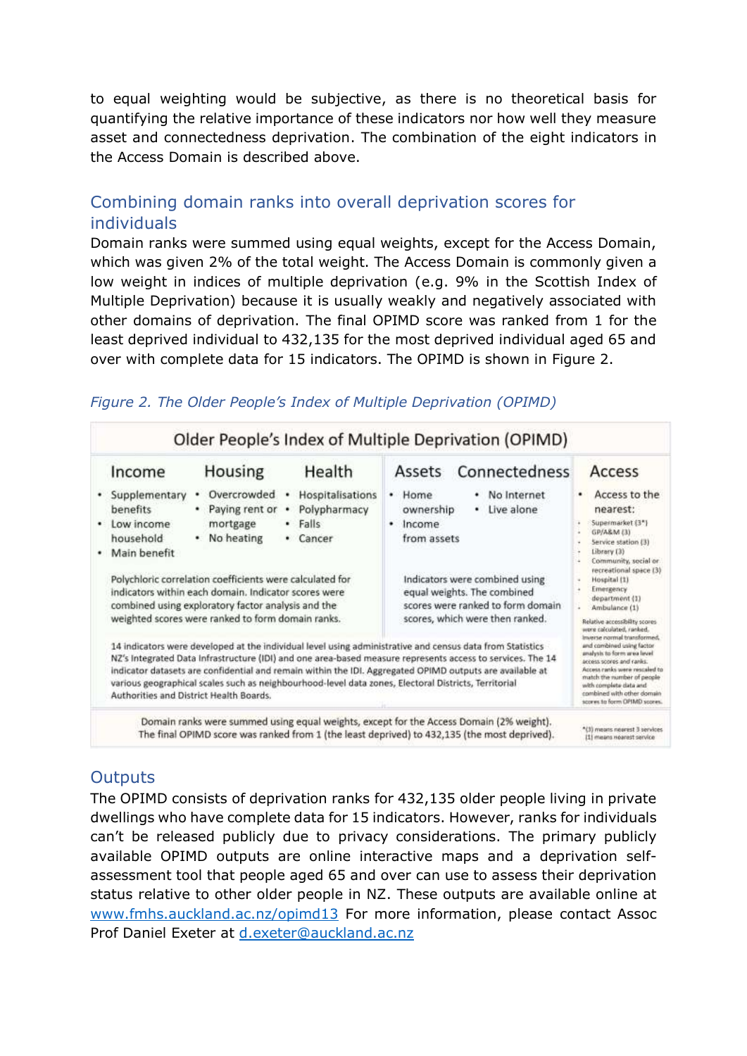to equal weighting would be subjective, as there is no theoretical basis for quantifying the relative importance of these indicators nor how well they measure asset and connectedness deprivation. The combination of the eight indicators in the Access Domain is described above.

## Combining domain ranks into overall deprivation scores for individuals

Domain ranks were summed using equal weights, except for the Access Domain, which was given 2% of the total weight. The Access Domain is commonly given a low weight in indices of multiple deprivation (e.g. 9% in the Scottish Index of Multiple Deprivation) because it is usually weakly and negatively associated with other domains of deprivation. The final OPIMD score was ranked from 1 for the least deprived individual to 432,135 for the most deprived individual aged 65 and over with complete data for 15 indicators. The OPIMD is shown in Figure 2.

*Figure 2. The Older People's Index of Multiple Deprivation (OPIMD)*

**Older People's Index of Multiple Deprivation (OPIMD)**

| Income | Housing | Health | Assets | Connectedness | Access |
|---|---|---|---|---|---|
| • Supplementary benefits<br>• Low income household<br>• Main benefit | • Overcrowded<br>• Paying rent or mortgage<br>• No heating | • Hospitalisations<br>• Polypharmacy<br>• Falls<br>• Cancer | • Home ownership<br>• Income from assets | • No Internet<br>• Live alone | • Access to the nearest:<br>- Supermarket (3*)<br>- GP/A&M (3)<br>- Service station (3)<br>- Library (3)<br>- Community, social or recreational space (3)<br>- Hospital (1)<br>- Emergency department (1)<br>- Ambulance (1) |

Polychloric correlation coefficients were calculated for indicators within each domain. Indicator scores were combined using exploratory factor analysis and the weighted scores were ranked to form domain ranks.

Indicators were combined using equal weights. The combined scores were ranked to form domain scores, which were then ranked.

Relative accessibility scores were calculated, ranked, inverse normal transformed, and combined using factor analysis to form area level access scores and ranks. Access ranks were rescaled to match the number of people with complete data and combined with other domain scores to form OPIMD scores.

14 indicators were developed at the individual level using administrative and census data from Statistics NZ's Integrated Data Infrastructure (IDI) and one area-based measure represents access to services. The 14 indicator datasets are confidential and remain within the IDI. Aggregated OPIMD outputs are available at various geographical scales such as neighbourhood-level data zones, Electoral Districts, Territorial Authorities and District Health Boards.

Domain ranks were summed using equal weights, except for the Access Domain (2% weight). The final OPIMD score was ranked from 1 (the least deprived) to 432,135 (the most deprived).

*(3) means nearest 3 services (1) means nearest service

## Outputs

The OPIMD consists of deprivation ranks for 432,135 older people living in private dwellings who have complete data for 15 indicators. However, ranks for individuals can't be released publicly due to privacy considerations. The primary publicly available OPIMD outputs are online interactive maps and a deprivation self-assessment tool that people aged 65 and over can use to assess their deprivation status relative to other older people in NZ. These outputs are available online at www.fmhs.auckland.ac.nz/opimd13 For more information, please contact Assoc Prof Daniel Exeter at d.exeter@auckland.ac.nz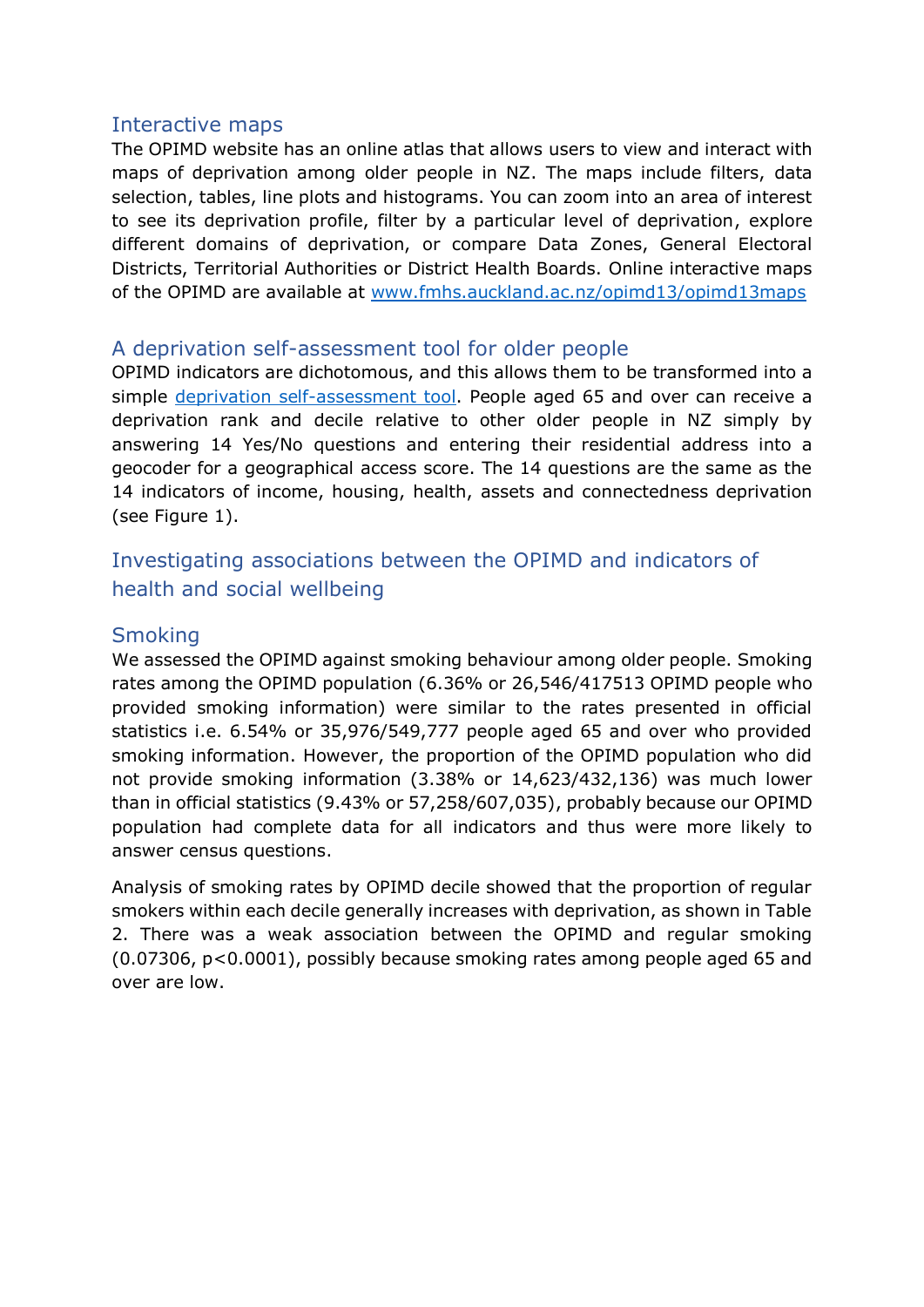## Interactive maps

The OPIMD website has an online atlas that allows users to view and interact with maps of deprivation among older people in NZ. The maps include filters, data selection, tables, line plots and histograms. You can zoom into an area of interest to see its deprivation profile, filter by a particular level of deprivation, explore different domains of deprivation, or compare Data Zones, General Electoral Districts, Territorial Authorities or District Health Boards. Online interactive maps of the OPIMD are available at [www.fmhs.auckland.ac.nz/opimd13/opimd13maps](www.fmhs.auckland.ac.nz/opimd13/opimd13maps)

## A deprivation self-assessment tool for older people

OPIMD indicators are dichotomous, and this allows them to be transformed into a simple deprivation self-assessment tool. People aged 65 and over can receive a deprivation rank and decile relative to other older people in NZ simply by answering 14 Yes/No questions and entering their residential address into a geocoder for a geographical access score. The 14 questions are the same as the 14 indicators of income, housing, health, assets and connectedness deprivation (see Figure 1).

## Investigating associations between the OPIMD and indicators of health and social wellbeing

## Smoking

We assessed the OPIMD against smoking behaviour among older people. Smoking rates among the OPIMD population (6.36% or 26,546/417513 OPIMD people who provided smoking information) were similar to the rates presented in official statistics i.e. 6.54% or 35,976/549,777 people aged 65 and over who provided smoking information. However, the proportion of the OPIMD population who did not provide smoking information (3.38% or 14,623/432,136) was much lower than in official statistics (9.43% or 57,258/607,035), probably because our OPIMD population had complete data for all indicators and thus were more likely to answer census questions.

Analysis of smoking rates by OPIMD decile showed that the proportion of regular smokers within each decile generally increases with deprivation, as shown in Table 2. There was a weak association between the OPIMD and regular smoking (0.07306, $p<0.0001$), possibly because smoking rates among people aged 65 and over are low.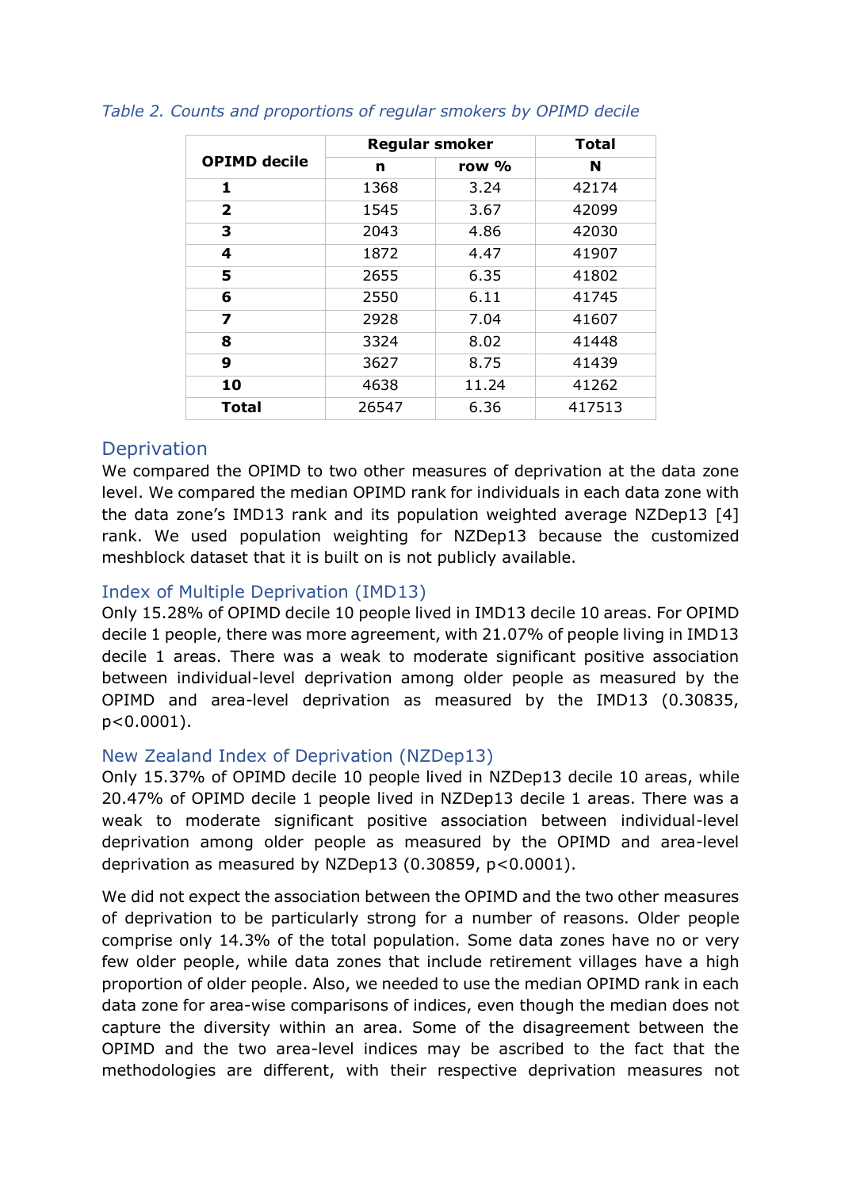*Table 2. Counts and proportions of regular smokers by OPIMD decile*

| OPIMD decile | Regular smoker | | Total |
|---|---|---|---|
| | n | row % | N |
| **1** | 1368 | 3.24 | 42174 |
| **2** | 1545 | 3.67 | 42099 |
| **3** | 2043 | 4.86 | 42030 |
| **4** | 1872 | 4.47 | 41907 |
| **5** | 2655 | 6.35 | 41802 |
| **6** | 2550 | 6.11 | 41745 |
| **7** | 2928 | 7.04 | 41607 |
| **8** | 3324 | 8.02 | 41448 |
| **9** | 3627 | 8.75 | 41439 |
| **10** | 4638 | 11.24 | 41262 |
| **Total** | 26547 | 6.36 | 417513 |

## Deprivation

We compared the OPIMD to two other measures of deprivation at the data zone level. We compared the median OPIMD rank for individuals in each data zone with the data zone's IMD13 rank and its population weighted average NZDep13 [4] rank. We used population weighting for NZDep13 because the customized meshblock dataset that it is built on is not publicly available.

### Index of Multiple Deprivation (IMD13)

Only 15.28% of OPIMD decile 10 people lived in IMD13 decile 10 areas. For OPIMD decile 1 people, there was more agreement, with 21.07% of people living in IMD13 decile 1 areas. There was a weak to moderate significant positive association between individual-level deprivation among older people as measured by the OPIMD and area-level deprivation as measured by the IMD13 (0.30835, $p<0.0001$).

### New Zealand Index of Deprivation (NZDep13)

Only 15.37% of OPIMD decile 10 people lived in NZDep13 decile 10 areas, while 20.47% of OPIMD decile 1 people lived in NZDep13 decile 1 areas. There was a weak to moderate significant positive association between individual-level deprivation among older people as measured by the OPIMD and area-level deprivation as measured by NZDep13 (0.30859, $p<0.0001$).

We did not expect the association between the OPIMD and the two other measures of deprivation to be particularly strong for a number of reasons. Older people comprise only 14.3% of the total population. Some data zones have no or very few older people, while data zones that include retirement villages have a high proportion of older people. Also, we needed to use the median OPIMD rank in each data zone for area-wise comparisons of indices, even though the median does not capture the diversity within an area. Some of the disagreement between the OPIMD and the two area-level indices may be ascribed to the fact that the methodologies are different, with their respective deprivation measures not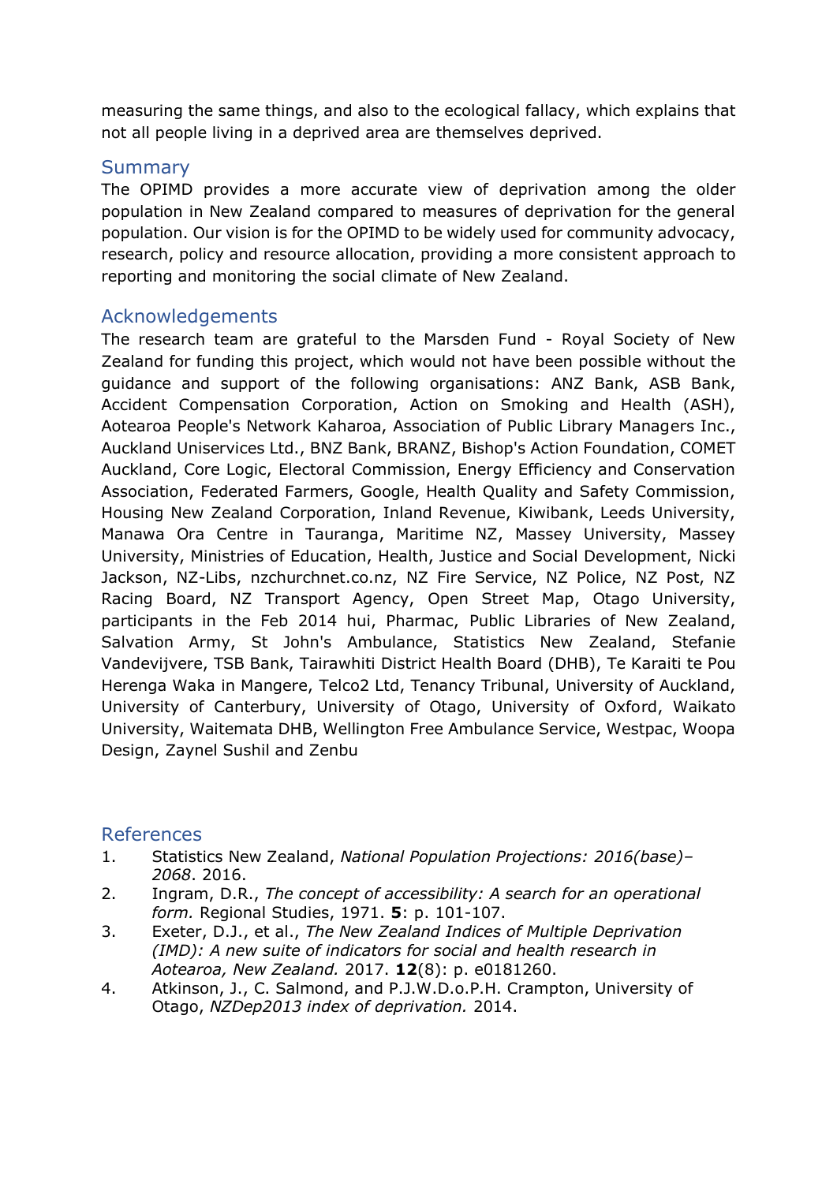measuring the same things, and also to the ecological fallacy, which explains that not all people living in a deprived area are themselves deprived.

## Summary

The OPIMD provides a more accurate view of deprivation among the older population in New Zealand compared to measures of deprivation for the general population. Our vision is for the OPIMD to be widely used for community advocacy, research, policy and resource allocation, providing a more consistent approach to reporting and monitoring the social climate of New Zealand.

## Acknowledgements

The research team are grateful to the Marsden Fund - Royal Society of New Zealand for funding this project, which would not have been possible without the guidance and support of the following organisations: ANZ Bank, ASB Bank, Accident Compensation Corporation, Action on Smoking and Health (ASH), Aotearoa People's Network Kaharoa, Association of Public Library Managers Inc., Auckland Uniservices Ltd., BNZ Bank, BRANZ, Bishop's Action Foundation, COMET Auckland, Core Logic, Electoral Commission, Energy Efficiency and Conservation Association, Federated Farmers, Google, Health Quality and Safety Commission, Housing New Zealand Corporation, Inland Revenue, Kiwibank, Leeds University, Manawa Ora Centre in Tauranga, Maritime NZ, Massey University, Massey University, Ministries of Education, Health, Justice and Social Development, Nicki Jackson, NZ-Libs, nzchurchnet.co.nz, NZ Fire Service, NZ Police, NZ Post, NZ Racing Board, NZ Transport Agency, Open Street Map, Otago University, participants in the Feb 2014 hui, Pharmac, Public Libraries of New Zealand, Salvation Army, St John's Ambulance, Statistics New Zealand, Stefanie Vandevijvere, TSB Bank, Tairawhiti District Health Board (DHB), Te Karaiti te Pou Herenga Waka in Mangere, Telco2 Ltd, Tenancy Tribunal, University of Auckland, University of Canterbury, University of Otago, University of Oxford, Waikato University, Waitemata DHB, Wellington Free Ambulance Service, Westpac, Woopa Design, Zaynel Sushil and Zenbu

## References

1. Statistics New Zealand, *National Population Projections: 2016(base)–2068*. 2016.
2. Ingram, D.R., *The concept of accessibility: A search for an operational form.* Regional Studies, 1971. **5**: p. 101-107.
3. Exeter, D.J., et al., *The New Zealand Indices of Multiple Deprivation (IMD): A new suite of indicators for social and health research in Aotearoa, New Zealand.* 2017. **12**(8): p. e0181260.
4. Atkinson, J., C. Salmond, and P.J.W.D.o.P.H. Crampton, University of Otago, *NZDep2013 index of deprivation.* 2014.